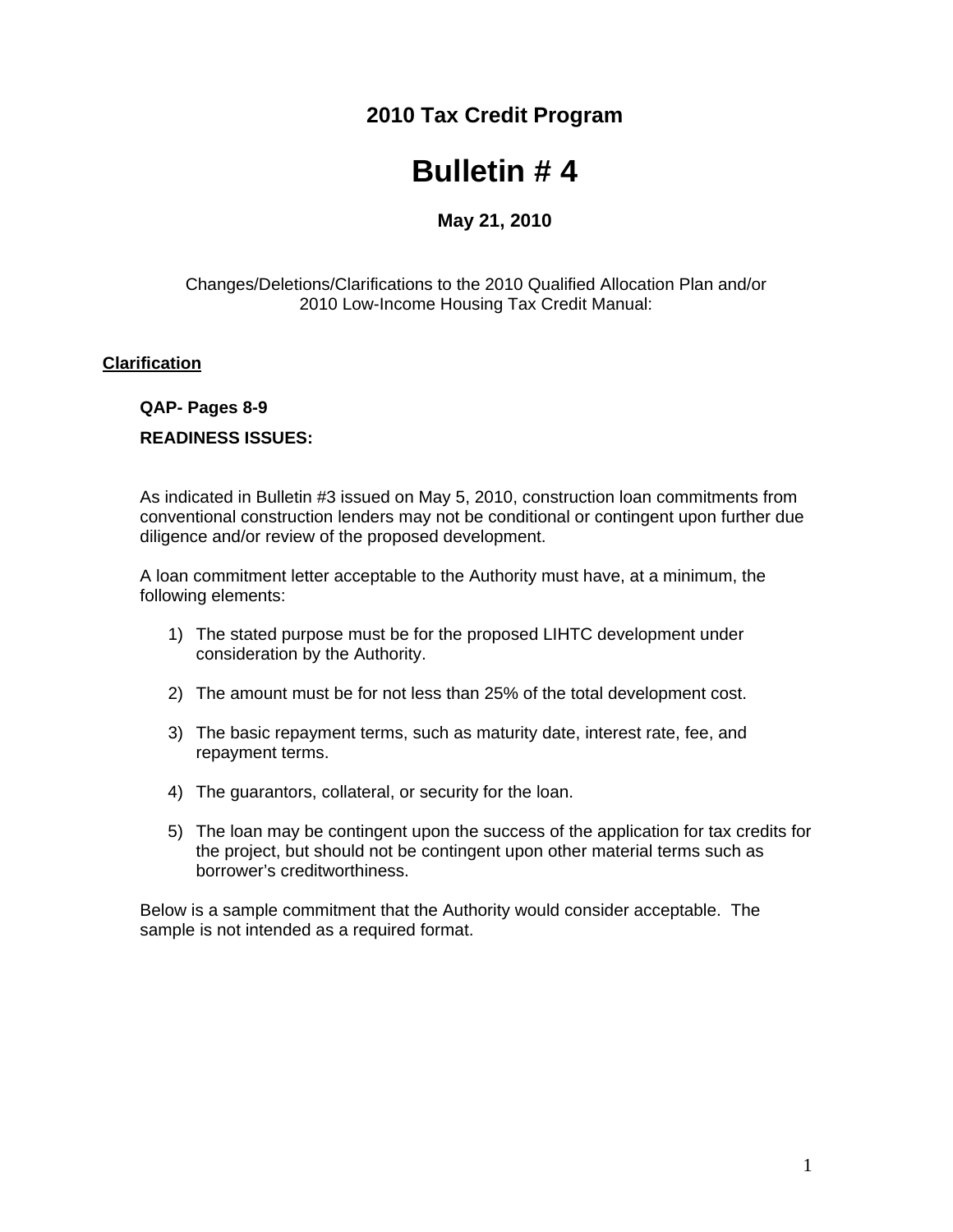## 2010 Tax Credit Program

# Bulletin # 4

**May 21, 2010**

Changes/Deletions/Clarifications to the 2010 Qualified Allocation Plan and/or 2010 Low-Income Housing Tax Credit Manual:

**Clarification**

**QAP- Pages 8-9**

**READINESS ISSUES:**

As indicated in Bulletin #3 issued on May 5, 2010, construction loan commitments from conventional construction lenders may not be conditional or contingent upon further due diligence and/or review of the proposed development.

A loan commitment letter acceptable to the Authority must have, at a minimum, the following elements:

1) The stated purpose must be for the proposed LIHTC development under consideration by the Authority.

2) The amount must be for not less than 25% of the total development cost.

3) The basic repayment terms, such as maturity date, interest rate, fee, and repayment terms.

4) The guarantors, collateral, or security for the loan.

5) The loan may be contingent upon the success of the application for tax credits for the project, but should not be contingent upon other material terms such as borrower's creditworthiness.

Below is a sample commitment that the Authority would consider acceptable. The sample is not intended as a required format.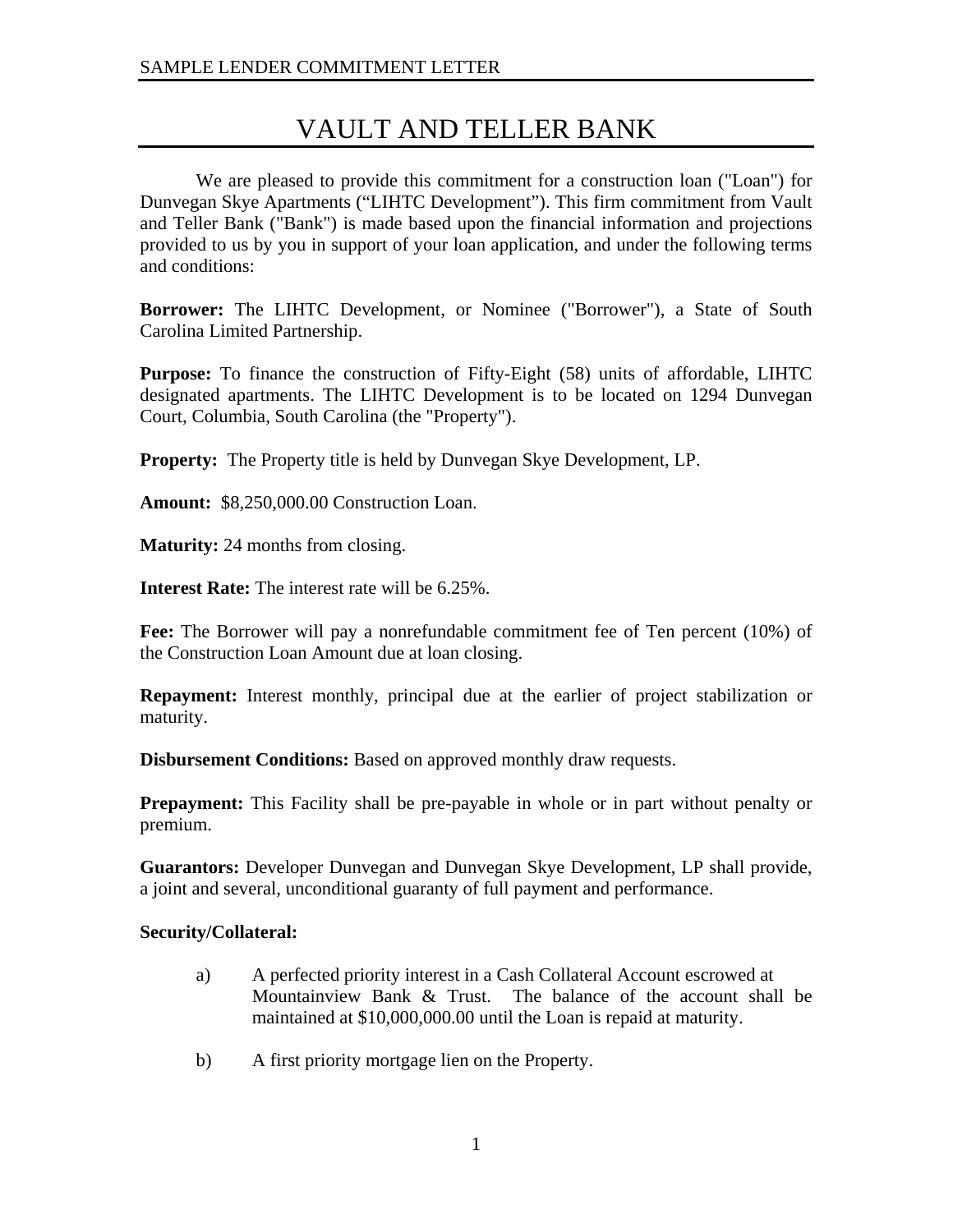# VAULT AND TELLER BANK

We are pleased to provide this commitment for a construction loan ("Loan") for Dunvegan Skye Apartments ("LIHTC Development"). This firm commitment from Vault and Teller Bank ("Bank") is made based upon the financial information and projections provided to us by you in support of your loan application, and under the following terms and conditions:

**Borrower:** The LIHTC Development, or Nominee ("Borrower"), a State of South Carolina Limited Partnership.

**Purpose:** To finance the construction of Fifty-Eight (58) units of affordable, LIHTC designated apartments. The LIHTC Development is to be located on 1294 Dunvegan Court, Columbia, South Carolina (the "Property").

**Property:** The Property title is held by Dunvegan Skye Development, LP.

**Amount:** $8,250,000.00 Construction Loan.

**Maturity:** 24 months from closing.

**Interest Rate:** The interest rate will be 6.25%.

**Fee:** The Borrower will pay a nonrefundable commitment fee of Ten percent (10%) of the Construction Loan Amount due at loan closing.

**Repayment:** Interest monthly, principal due at the earlier of project stabilization or maturity.

**Disbursement Conditions:** Based on approved monthly draw requests.

**Prepayment:** This Facility shall be pre-payable in whole or in part without penalty or premium.

**Guarantors:** Developer Dunvegan and Dunvegan Skye Development, LP shall provide, a joint and several, unconditional guaranty of full payment and performance.

**Security/Collateral:**

a) A perfected priority interest in a Cash Collateral Account escrowed at Mountainview Bank & Trust. The balance of the account shall be maintained at $10,000,000.00 until the Loan is repaid at maturity.

b) A first priority mortgage lien on the Property.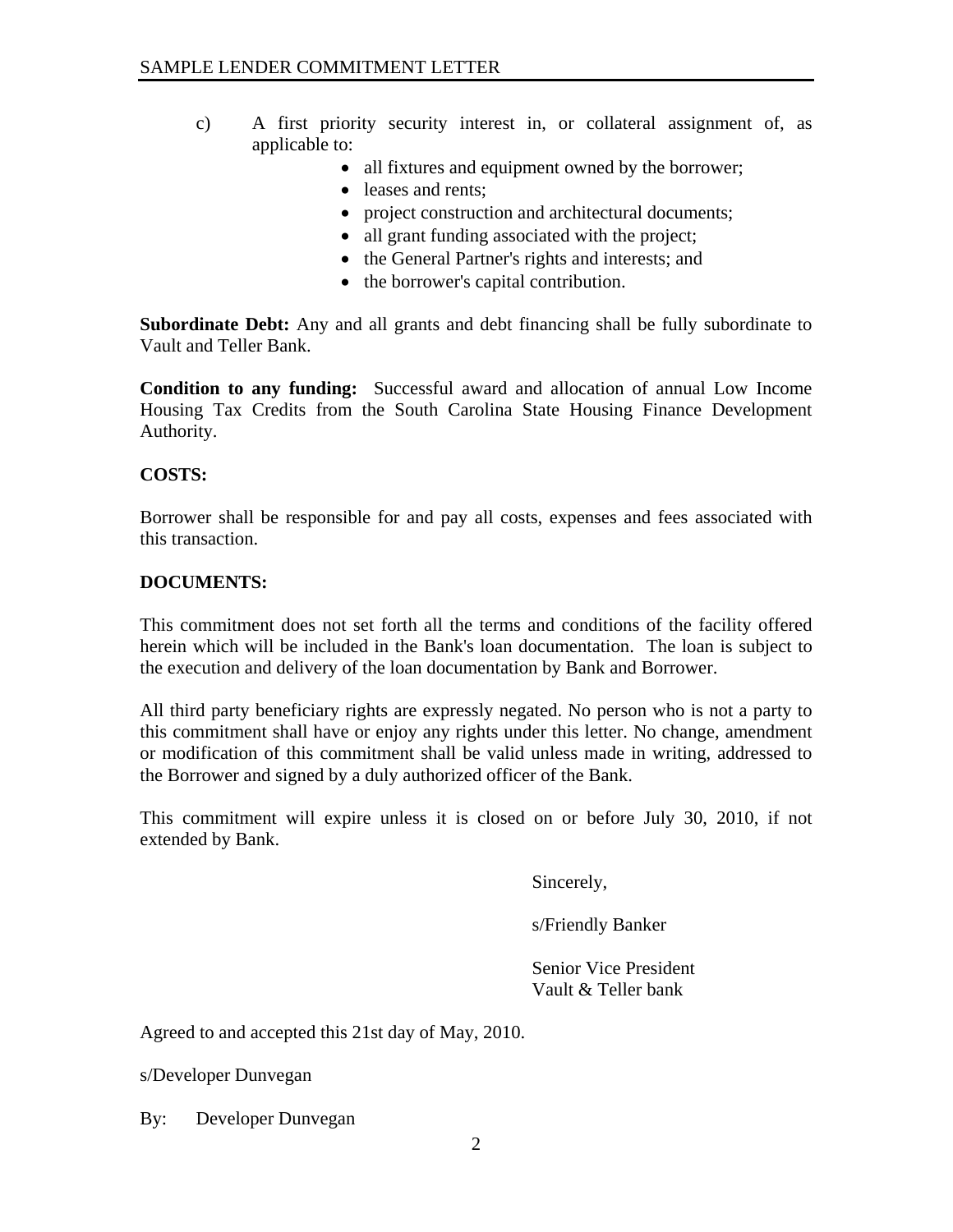c) A first priority security interest in, or collateral assignment of, as applicable to:

- all fixtures and equipment owned by the borrower;
- leases and rents;
- project construction and architectural documents;
- all grant funding associated with the project;
- the General Partner's rights and interests; and
- the borrower's capital contribution.

**Subordinate Debt:** Any and all grants and debt financing shall be fully subordinate to Vault and Teller Bank.

**Condition to any funding:** Successful award and allocation of annual Low Income Housing Tax Credits from the South Carolina State Housing Finance Development Authority.

**COSTS:**

Borrower shall be responsible for and pay all costs, expenses and fees associated with this transaction.

**DOCUMENTS:**

This commitment does not set forth all the terms and conditions of the facility offered herein which will be included in the Bank's loan documentation. The loan is subject to the execution and delivery of the loan documentation by Bank and Borrower.

All third party beneficiary rights are expressly negated. No person who is not a party to this commitment shall have or enjoy any rights under this letter. No change, amendment or modification of this commitment shall be valid unless made in writing, addressed to the Borrower and signed by a duly authorized officer of the Bank.

This commitment will expire unless it is closed on or before July 30, 2010, if not extended by Bank.

Sincerely,

s/Friendly Banker

Senior Vice President
Vault & Teller bank

Agreed to and accepted this 21st day of May, 2010.

s/Developer Dunvegan

By: Developer Dunvegan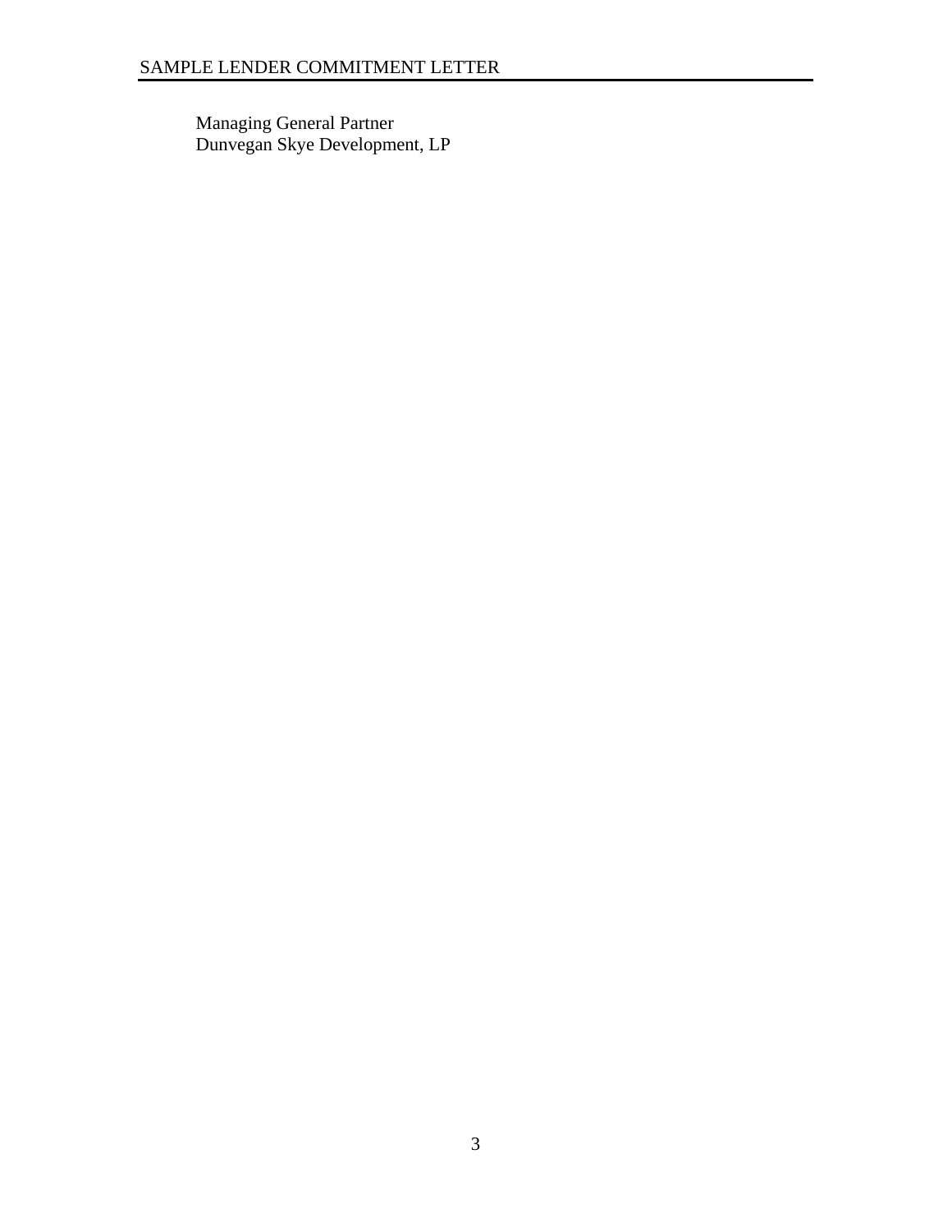Managing General Partner
Dunvegan Skye Development, LP